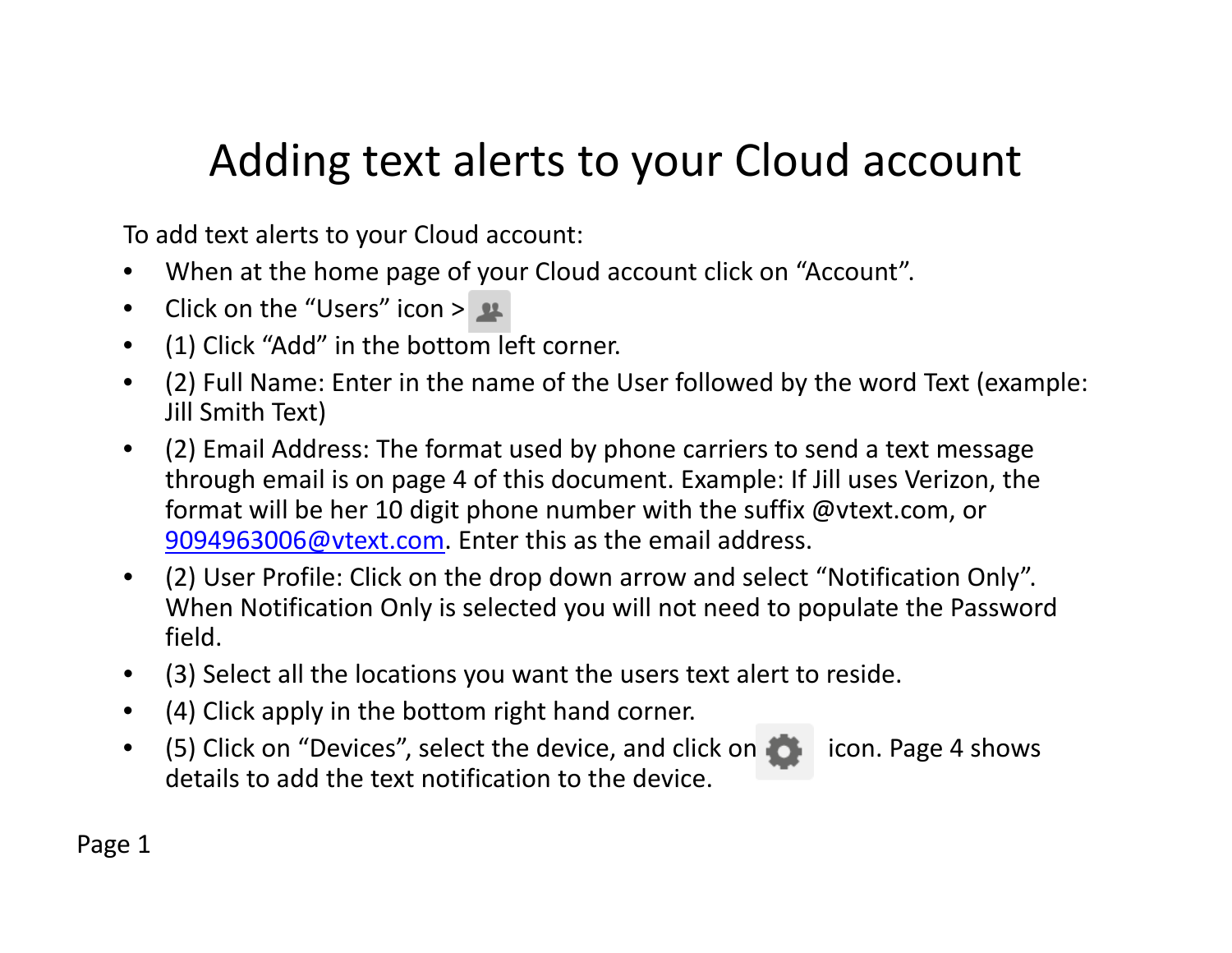# Adding text alerts to your Cloud account

To add text alerts to your Cloud account:

- When at the home page of your Cloud account click on “Account”.
- Click on the “Users” icon >
- (1) Click “Add” in the bottom left corner.
- (2) Full Name: Enter in the name of the User followed by the word Text (example: Jill Smith Text)
- (2) Email Address: The format used by phone carriers to send a text message through email is on page 4 of this document. Example: If Jill uses Verizon, the format will be her 10 digit phone number with the suffix @vtext.com, or 9094963006@vtext.com. Enter this as the email address.
- (2) User Profile: Click on the drop down arrow and select “Notification Only”. When Notification Only is selected you will not need to populate the Password field.
- (3) Select all the locations you want the users text alert to reside.
- (4) Click apply in the bottom right hand corner.
- (5) Click on “Devices”, select the device, and click on icon. Page 4 shows details to add the text notification to the device.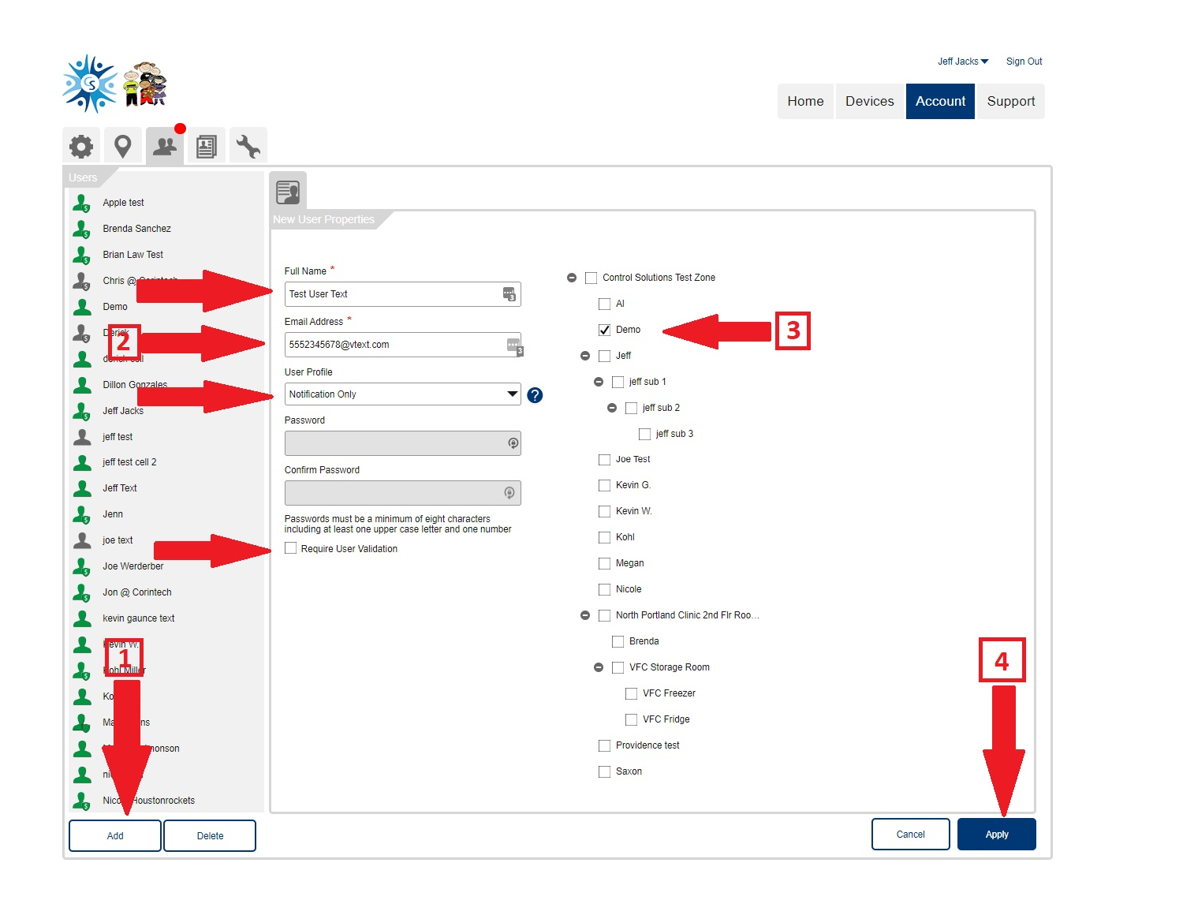Jeff Jacks ▾ Sign Out

Home | Devices | Account | Support

Users

- Apple test
- Brenda Sanchez
- Brian Law Test
- Chris @ Corintech
- Demo
- Derick
- derick cell
- Dillon Gonzales
- Jeff Jacks
- jeff test
- jeff test cell 2
- Jeff Text
- Jenn
- joe text
- Joe Werderber
- Jon @ Corintech
- kevin gaunce text
- Kevin W.
- Kohl Miller
- Ko
- Ma ns
- M nonson
- ni
- Nico Houstonrockets

Add | Delete

New User Properties

Full Name *

Test User Text

Email Address *

5552345678@vtext.com

User Profile

Notification Only

Password

Confirm Password

Passwords must be a minimum of eight characters including at least one upper case letter and one number

Require User Validation

- Control Solutions Test Zone
  - Al
  - [x] Demo
  - Jeff
    - jeff sub 1
      - jeff sub 2
        - jeff sub 3
  - Joe Test
  - Kevin G.
  - Kevin W.
  - Kohl
  - Megan
  - Nicole
  - North Portland Clinic 2nd Flr Roo...
    - Brenda
    - VFC Storage Room
      - VFC Freezer
      - VFC Fridge
  - Providence test
  - Saxon

Cancel | Apply

1

2

3

4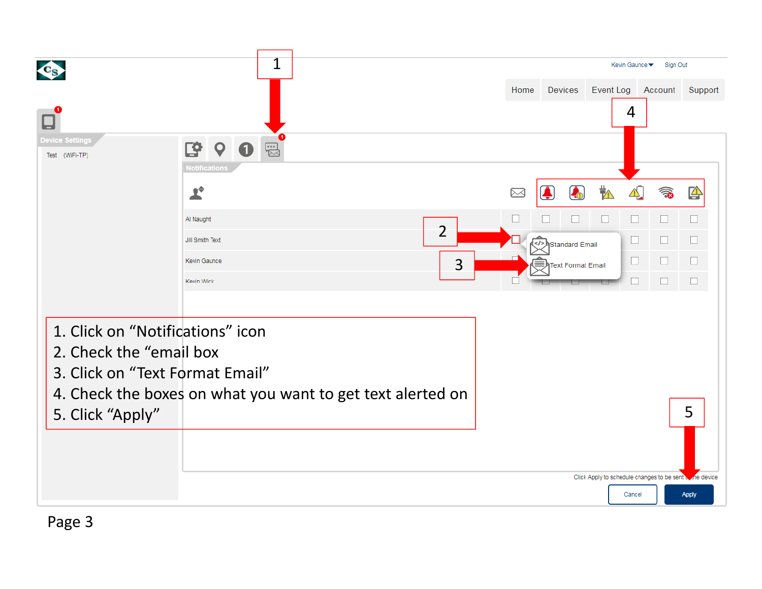Kevin Gaunce Sign Out

Home Devices Event Log Account Support

Device Settings

Test (WiFi-TP)

Notifications

Al Naught

Jill Smith Text

Kevin Gaunce

Kevin Wick

Standard Email

Text Format Email

1. Click on “Notifications” icon
2. Check the “email box
3. Click on “Text Format Email”
4. Check the boxes on what you want to get text alerted on
5. Click “Apply”

Click Apply to schedule changes to be sent to the device

Cancel Apply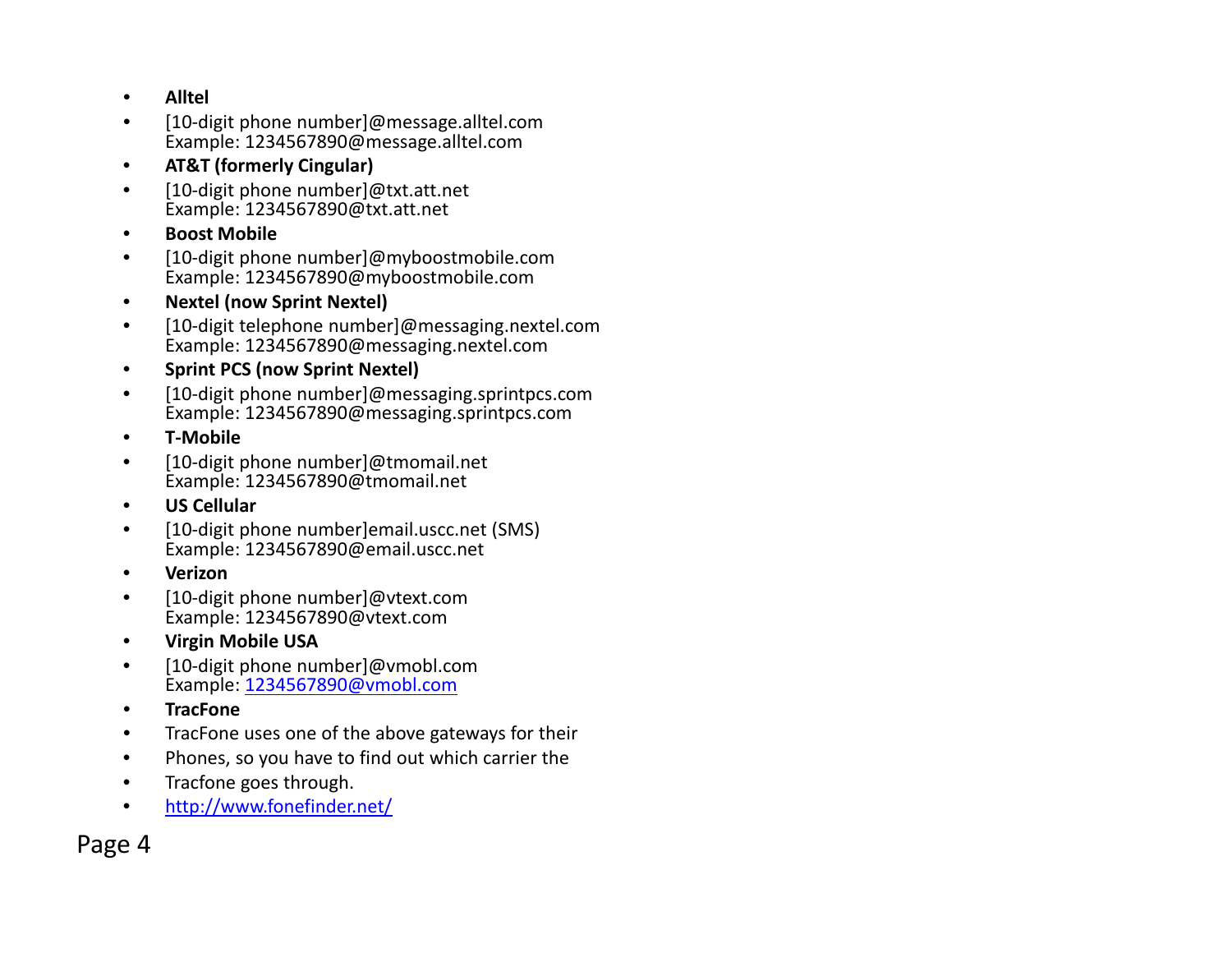- **Alltel**
- [10-digit phone number]@message.alltel.com
  Example: 1234567890@message.alltel.com
- **AT&T (formerly Cingular)**
- [10-digit phone number]@txt.att.net
  Example: 1234567890@txt.att.net
- **Boost Mobile**
- [10-digit phone number]@myboostmobile.com
  Example: 1234567890@myboostmobile.com
- **Nextel (now Sprint Nextel)**
- [10-digit telephone number]@messaging.nextel.com
  Example: 1234567890@messaging.nextel.com
- **Sprint PCS (now Sprint Nextel)**
- [10-digit phone number]@messaging.sprintpcs.com
  Example: 1234567890@messaging.sprintpcs.com
- **T-Mobile**
- [10-digit phone number]@tmomail.net
  Example: 1234567890@tmomail.net
- **US Cellular**
- [10-digit phone number]email.uscc.net (SMS)
  Example: 1234567890@email.uscc.net
- **Verizon**
- [10-digit phone number]@vtext.com
  Example: 1234567890@vtext.com
- **Virgin Mobile USA**
- [10-digit phone number]@vmobl.com
  Example: 1234567890@vmobl.com
- **TracFone**
- TracFone uses one of the above gateways for their
- Phones, so you have to find out which carrier the
- Tracfone goes through.
- http://www.fonefinder.net/